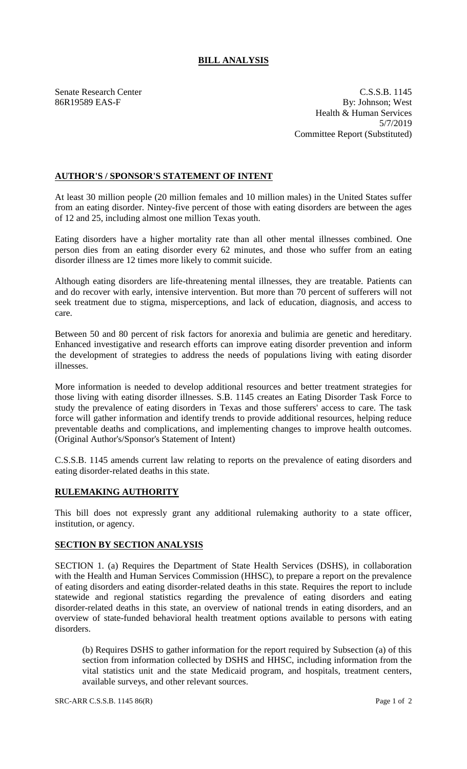# BILL ANALYSIS

Senate Research Center
86R19589 EAS-F

C.S.S.B. 1145
By: Johnson; West
Health & Human Services
5/7/2019
Committee Report (Substituted)

## AUTHOR'S / SPONSOR'S STATEMENT OF INTENT

At least 30 million people (20 million females and 10 million males) in the United States suffer from an eating disorder. Nintey-five percent of those with eating disorders are between the ages of 12 and 25, including almost one million Texas youth.

Eating disorders have a higher mortality rate than all other mental illnesses combined. One person dies from an eating disorder every 62 minutes, and those who suffer from an eating disorder illness are 12 times more likely to commit suicide.

Although eating disorders are life-threatening mental illnesses, they are treatable. Patients can and do recover with early, intensive intervention. But more than 70 percent of sufferers will not seek treatment due to stigma, misperceptions, and lack of education, diagnosis, and access to care.

Between 50 and 80 percent of risk factors for anorexia and bulimia are genetic and hereditary. Enhanced investigative and research efforts can improve eating disorder prevention and inform the development of strategies to address the needs of populations living with eating disorder illnesses.

More information is needed to develop additional resources and better treatment strategies for those living with eating disorder illnesses. S.B. 1145 creates an Eating Disorder Task Force to study the prevalence of eating disorders in Texas and those sufferers' access to care. The task force will gather information and identify trends to provide additional resources, helping reduce preventable deaths and complications, and implementing changes to improve health outcomes. (Original Author's/Sponsor's Statement of Intent)

C.S.S.B. 1145 amends current law relating to reports on the prevalence of eating disorders and eating disorder-related deaths in this state.

## RULEMAKING AUTHORITY

This bill does not expressly grant any additional rulemaking authority to a state officer, institution, or agency.

## SECTION BY SECTION ANALYSIS

SECTION 1. (a) Requires the Department of State Health Services (DSHS), in collaboration with the Health and Human Services Commission (HHSC), to prepare a report on the prevalence of eating disorders and eating disorder-related deaths in this state. Requires the report to include statewide and regional statistics regarding the prevalence of eating disorders and eating disorder-related deaths in this state, an overview of national trends in eating disorders, and an overview of state-funded behavioral health treatment options available to persons with eating disorders.

(b) Requires DSHS to gather information for the report required by Subsection (a) of this section from information collected by DSHS and HHSC, including information from the vital statistics unit and the state Medicaid program, and hospitals, treatment centers, available surveys, and other relevant sources.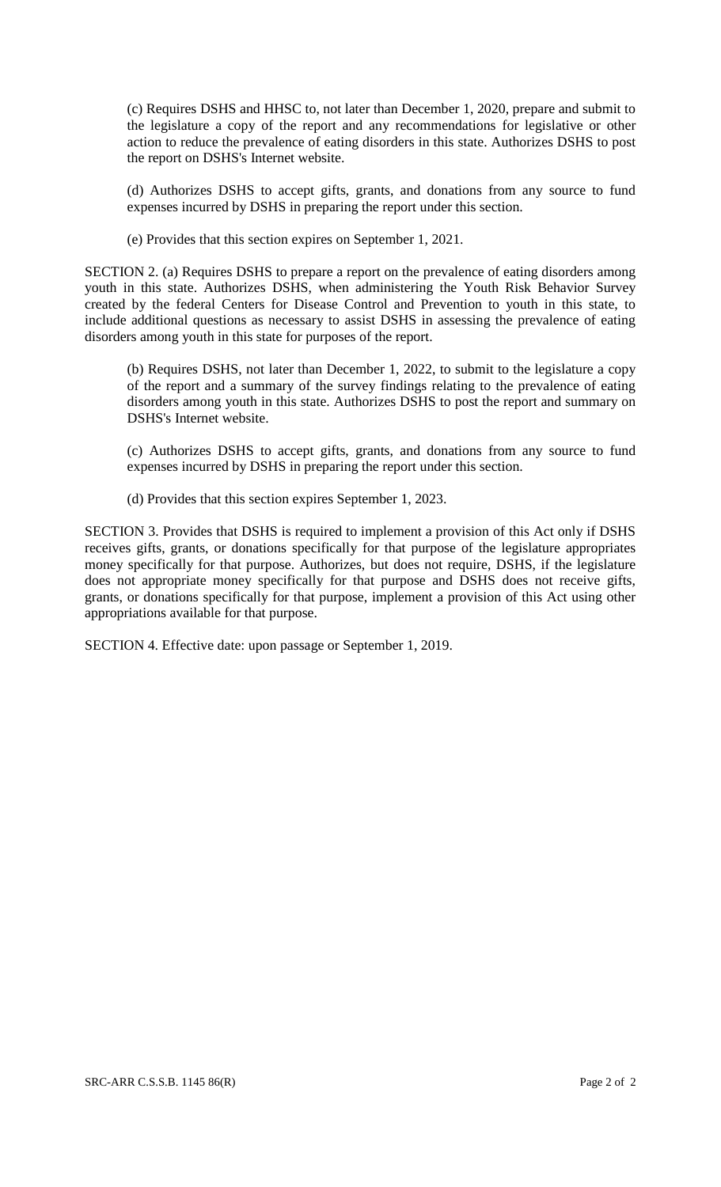(c) Requires DSHS and HHSC to, not later than December 1, 2020, prepare and submit to the legislature a copy of the report and any recommendations for legislative or other action to reduce the prevalence of eating disorders in this state. Authorizes DSHS to post the report on DSHS's Internet website.

(d) Authorizes DSHS to accept gifts, grants, and donations from any source to fund expenses incurred by DSHS in preparing the report under this section.

(e) Provides that this section expires on September 1, 2021.

SECTION 2. (a) Requires DSHS to prepare a report on the prevalence of eating disorders among youth in this state. Authorizes DSHS, when administering the Youth Risk Behavior Survey created by the federal Centers for Disease Control and Prevention to youth in this state, to include additional questions as necessary to assist DSHS in assessing the prevalence of eating disorders among youth in this state for purposes of the report.

(b) Requires DSHS, not later than December 1, 2022, to submit to the legislature a copy of the report and a summary of the survey findings relating to the prevalence of eating disorders among youth in this state. Authorizes DSHS to post the report and summary on DSHS's Internet website.

(c) Authorizes DSHS to accept gifts, grants, and donations from any source to fund expenses incurred by DSHS in preparing the report under this section.

(d) Provides that this section expires September 1, 2023.

SECTION 3. Provides that DSHS is required to implement a provision of this Act only if DSHS receives gifts, grants, or donations specifically for that purpose of the legislature appropriates money specifically for that purpose. Authorizes, but does not require, DSHS, if the legislature does not appropriate money specifically for that purpose and DSHS does not receive gifts, grants, or donations specifically for that purpose, implement a provision of this Act using other appropriations available for that purpose.

SECTION 4. Effective date: upon passage or September 1, 2019.